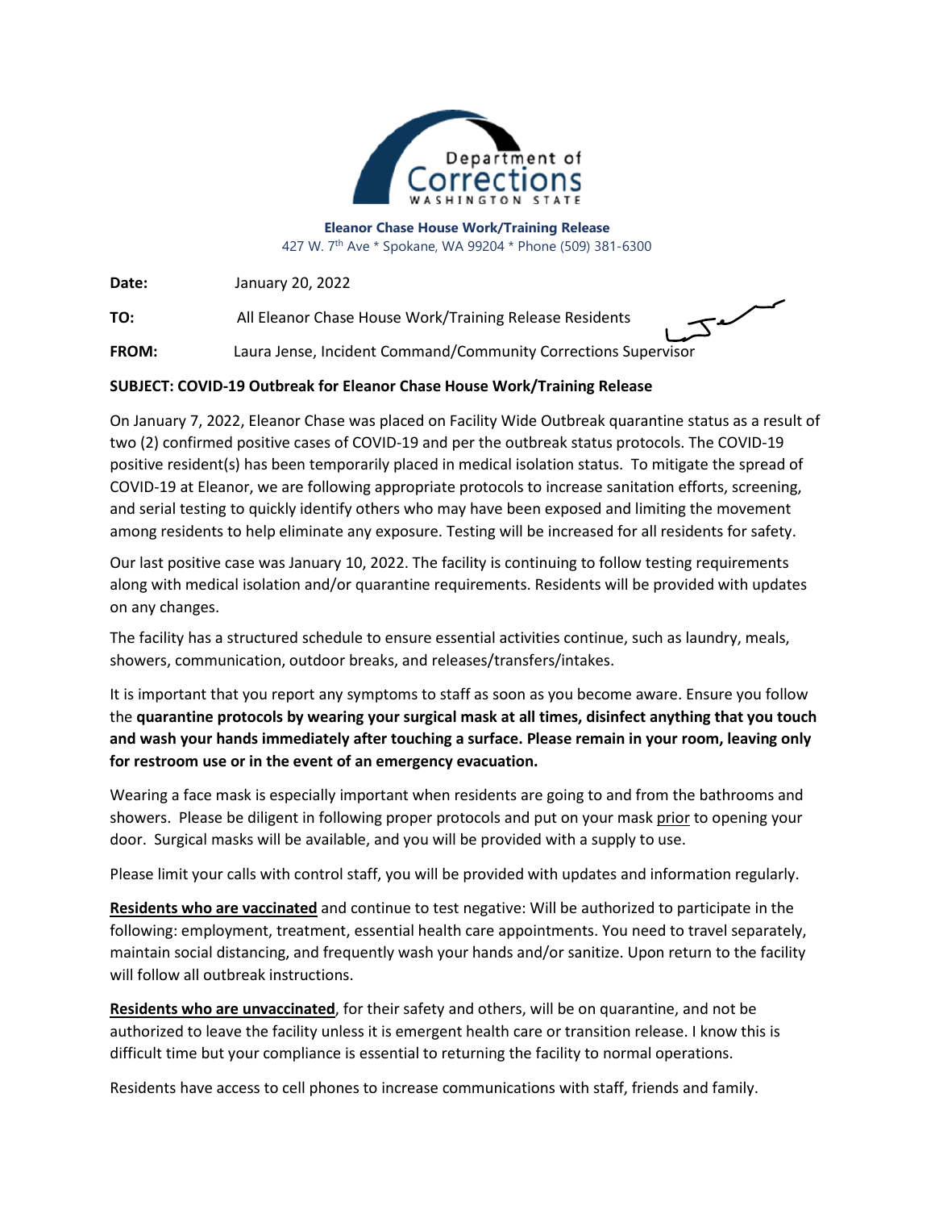Department of Corrections WASHINGTON STATE

**Eleanor Chase House Work/Training Release**
427 W. 7th Ave * Spokane, WA 99204 * Phone (509) 381-6300

**Date:** January 20, 2022

**TO:** All Eleanor Chase House Work/Training Release Residents

**FROM:** Laura Jense, Incident Command/Community Corrections Supervisor

**SUBJECT: COVID-19 Outbreak for Eleanor Chase House Work/Training Release**

On January 7, 2022, Eleanor Chase was placed on Facility Wide Outbreak quarantine status as a result of two (2) confirmed positive cases of COVID-19 and per the outbreak status protocols. The COVID-19 positive resident(s) has been temporarily placed in medical isolation status. To mitigate the spread of COVID-19 at Eleanor, we are following appropriate protocols to increase sanitation efforts, screening, and serial testing to quickly identify others who may have been exposed and limiting the movement among residents to help eliminate any exposure. Testing will be increased for all residents for safety.

Our last positive case was January 10, 2022. The facility is continuing to follow testing requirements along with medical isolation and/or quarantine requirements. Residents will be provided with updates on any changes.

The facility has a structured schedule to ensure essential activities continue, such as laundry, meals, showers, communication, outdoor breaks, and releases/transfers/intakes.

It is important that you report any symptoms to staff as soon as you become aware. Ensure you follow the **quarantine protocols by wearing your surgical mask at all times, disinfect anything that you touch and wash your hands immediately after touching a surface. Please remain in your room, leaving only for restroom use or in the event of an emergency evacuation.**

Wearing a face mask is especially important when residents are going to and from the bathrooms and showers. Please be diligent in following proper protocols and put on your mask <u>prior</u> to opening your door. Surgical masks will be available, and you will be provided with a supply to use.

Please limit your calls with control staff, you will be provided with updates and information regularly.

**<u>Residents who are vaccinated</u>** and continue to test negative: Will be authorized to participate in the following: employment, treatment, essential health care appointments. You need to travel separately, maintain social distancing, and frequently wash your hands and/or sanitize. Upon return to the facility will follow all outbreak instructions.

**<u>Residents who are unvaccinated</u>**, for their safety and others, will be on quarantine, and not be authorized to leave the facility unless it is emergent health care or transition release. I know this is difficult time but your compliance is essential to returning the facility to normal operations.

Residents have access to cell phones to increase communications with staff, friends and family.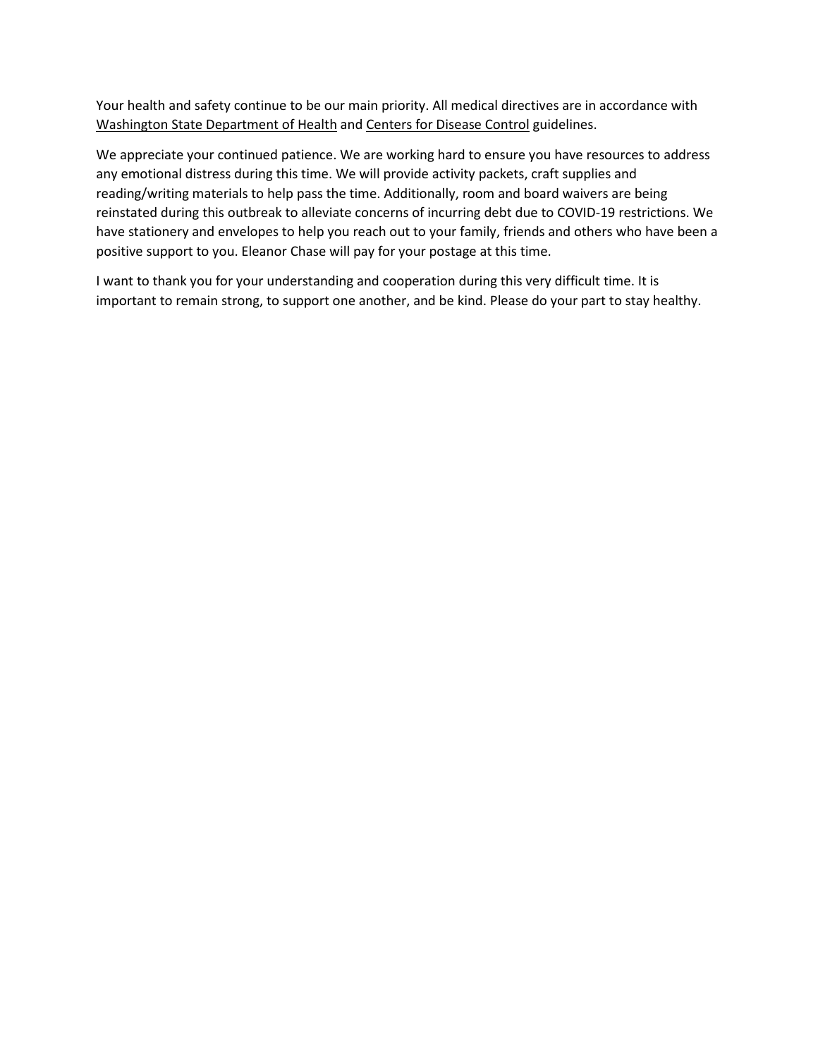Your health and safety continue to be our main priority. All medical directives are in accordance with Washington State Department of Health and Centers for Disease Control guidelines.

We appreciate your continued patience. We are working hard to ensure you have resources to address any emotional distress during this time. We will provide activity packets, craft supplies and reading/writing materials to help pass the time. Additionally, room and board waivers are being reinstated during this outbreak to alleviate concerns of incurring debt due to COVID-19 restrictions. We have stationery and envelopes to help you reach out to your family, friends and others who have been a positive support to you. Eleanor Chase will pay for your postage at this time.

I want to thank you for your understanding and cooperation during this very difficult time. It is important to remain strong, to support one another, and be kind. Please do your part to stay healthy.